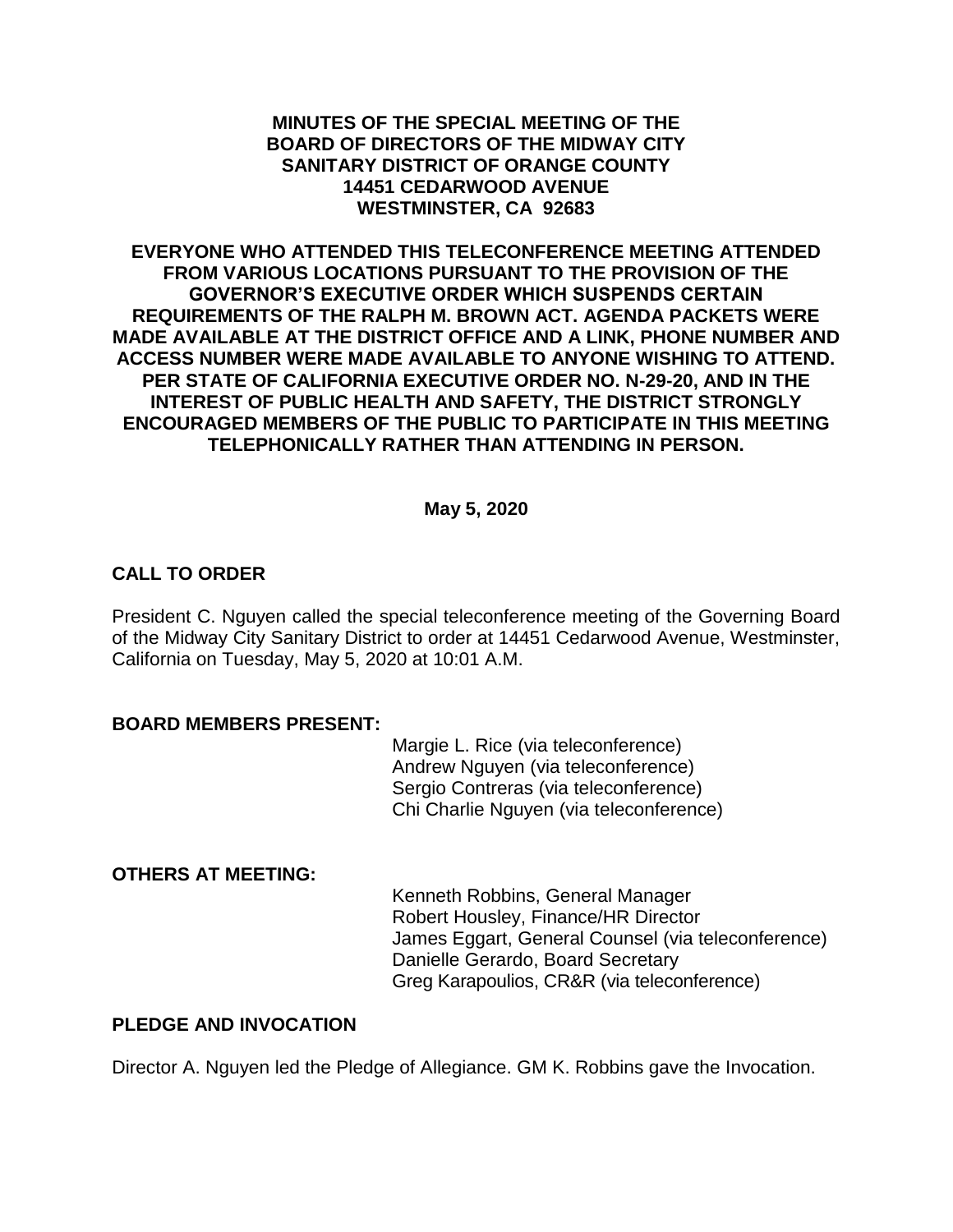**MINUTES OF THE SPECIAL MEETING OF THE BOARD OF DIRECTORS OF THE MIDWAY CITY SANITARY DISTRICT OF ORANGE COUNTY 14451 CEDARWOOD AVENUE WESTMINSTER, CA 92683**

**EVERYONE WHO ATTENDED THIS TELECONFERENCE MEETING ATTENDED FROM VARIOUS LOCATIONS PURSUANT TO THE PROVISION OF THE GOVERNOR'S EXECUTIVE ORDER WHICH SUSPENDS CERTAIN REQUIREMENTS OF THE RALPH M. BROWN ACT. AGENDA PACKETS WERE MADE AVAILABLE AT THE DISTRICT OFFICE AND A LINK, PHONE NUMBER AND ACCESS NUMBER WERE MADE AVAILABLE TO ANYONE WISHING TO ATTEND. PER STATE OF CALIFORNIA EXECUTIVE ORDER NO. N-29-20, AND IN THE INTEREST OF PUBLIC HEALTH AND SAFETY, THE DISTRICT STRONGLY ENCOURAGED MEMBERS OF THE PUBLIC TO PARTICIPATE IN THIS MEETING TELEPHONICALLY RATHER THAN ATTENDING IN PERSON.**

**May 5, 2020**

## CALL TO ORDER

President C. Nguyen called the special teleconference meeting of the Governing Board of the Midway City Sanitary District to order at 14451 Cedarwood Avenue, Westminster, California on Tuesday, May 5, 2020 at 10:01 A.M.

## BOARD MEMBERS PRESENT:

Margie L. Rice (via teleconference)
Andrew Nguyen (via teleconference)
Sergio Contreras (via teleconference)
Chi Charlie Nguyen (via teleconference)

## OTHERS AT MEETING:

Kenneth Robbins, General Manager
Robert Housley, Finance/HR Director
James Eggart, General Counsel (via teleconference)
Danielle Gerardo, Board Secretary
Greg Karapoulios, CR&R (via teleconference)

## PLEDGE AND INVOCATION

Director A. Nguyen led the Pledge of Allegiance. GM K. Robbins gave the Invocation.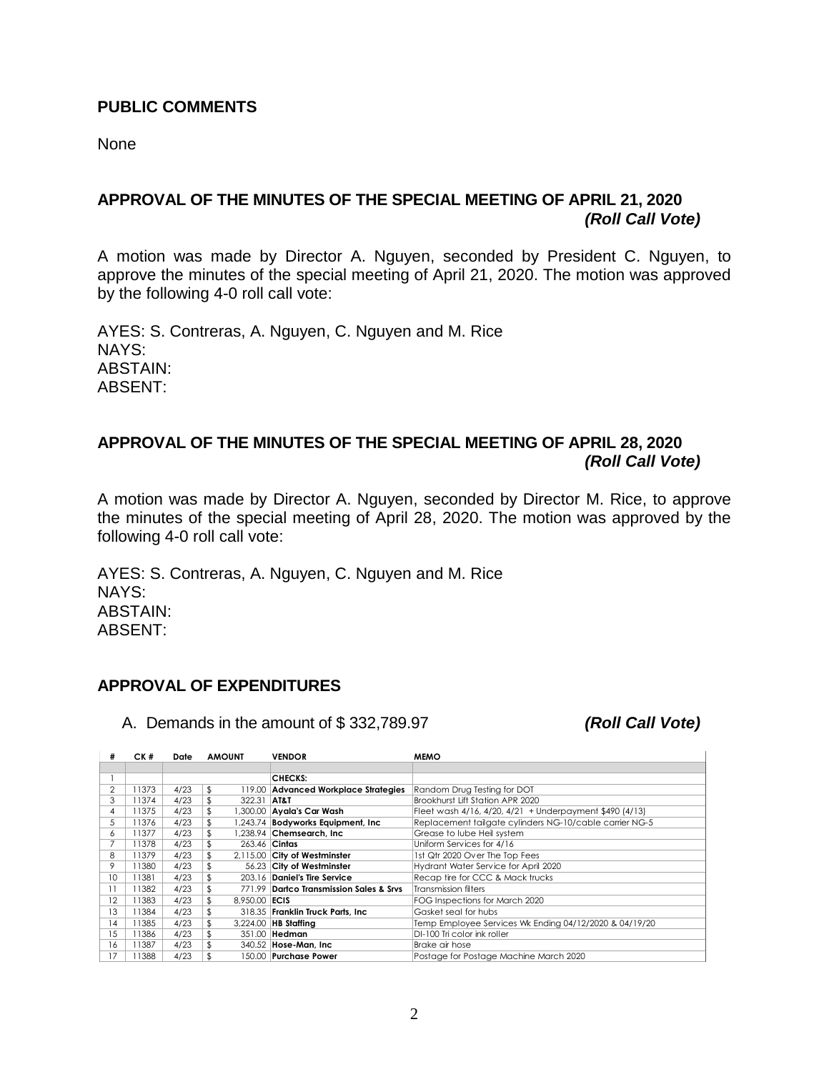## PUBLIC COMMENTS

None

## APPROVAL OF THE MINUTES OF THE SPECIAL MEETING OF APRIL 21, 2020 *(Roll Call Vote)*

A motion was made by Director A. Nguyen, seconded by President C. Nguyen, to approve the minutes of the special meeting of April 21, 2020. The motion was approved by the following 4-0 roll call vote:

AYES: S. Contreras, A. Nguyen, C. Nguyen and M. Rice
NAYS:
ABSTAIN:
ABSENT:

## APPROVAL OF THE MINUTES OF THE SPECIAL MEETING OF APRIL 28, 2020 *(Roll Call Vote)*

A motion was made by Director A. Nguyen, seconded by Director M. Rice, to approve the minutes of the special meeting of April 28, 2020. The motion was approved by the following 4-0 roll call vote:

AYES: S. Contreras, A. Nguyen, C. Nguyen and M. Rice
NAYS:
ABSTAIN:
ABSENT:

## APPROVAL OF EXPENDITURES

A. Demands in the amount of $ 332,789.97 *(Roll Call Vote)*

| # | CK # | Date | AMOUNT | VENDOR | MEMO |
|---|---|---|---|---|---|
| | | | | | |
| 1 | | | | **CHECKS:** | |
| 2 | 11373 | 4/23 | $ 119.00 | **Advanced Workplace Strategies** | Random Drug Testing for DOT |
| 3 | 11374 | 4/23 | $ 322.31 | **AT&T** | Brookhurst Lift Station APR 2020 |
| 4 | 11375 | 4/23 | $ 1,300.00 | **Ayala's Car Wash** | Fleet wash 4/16, 4/20, 4/21 + Underpayment $490 (4/13) |
| 5 | 11376 | 4/23 | $ 1,243.74 | **Bodyworks Equipment, Inc** | Replacement tailgate cylinders NG-10/cable carrier NG-5 |
| 6 | 11377 | 4/23 | $ 1,238.94 | **Chemsearch, Inc** | Grease to lube Heil system |
| 7 | 11378 | 4/23 | $ 263.46 | **Cintas** | Uniform Services for 4/16 |
| 8 | 11379 | 4/23 | $ 2,115.00 | **City of Westminster** | 1st Qtr 2020 Over The Top Fees |
| 9 | 11380 | 4/23 | $ 56.23 | **City of Westminster** | Hydrant Water Service for April 2020 |
| 10 | 11381 | 4/23 | $ 203.16 | **Daniel's Tire Service** | Recap tire for CCC & Mack trucks |
| 11 | 11382 | 4/23 | $ 771.99 | **Dartco Transmission Sales & Srvs** | Transmission filters |
| 12 | 11383 | 4/23 | $ 8,950.00 | **ECIS** | FOG Inspections for March 2020 |
| 13 | 11384 | 4/23 | $ 318.35 | **Franklin Truck Parts, Inc** | Gasket seal for hubs |
| 14 | 11385 | 4/23 | $ 3,224.00 | **HB Staffing** | Temp Employee Services Wk Ending 04/12/2020 & 04/19/20 |
| 15 | 11386 | 4/23 | $ 351.00 | **Hedman** | DI-100 Tri color ink roller |
| 16 | 11387 | 4/23 | $ 340.52 | **Hose-Man, Inc** | Brake air hose |
| 17 | 11388 | 4/23 | $ 150.00 | **Purchase Power** | Postage for Postage Machine March 2020 |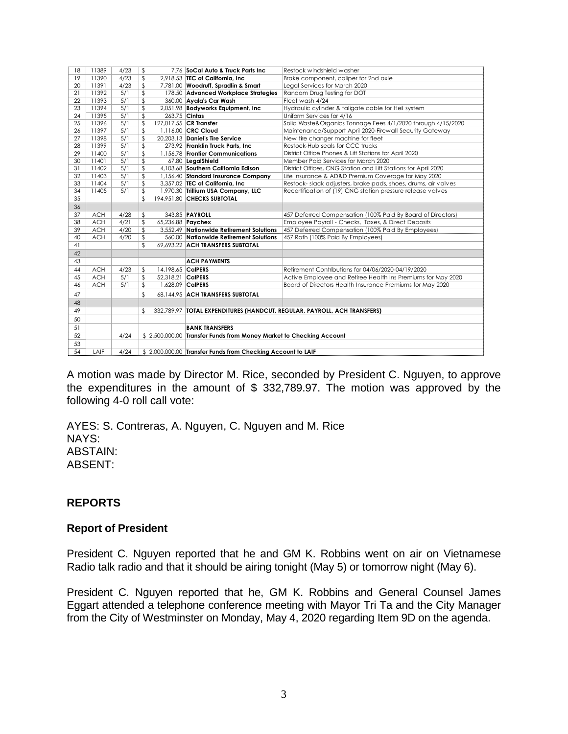| 18 | 11389 | 4/23 | $ 7.76 | **SoCal Auto & Truck Parts Inc** | Restock windshield washer |
|---|---|---|---|---|---|
| 19 | 11390 | 4/23 | $ 2,918.53 | **TEC of California, Inc** | Brake component, caliper for 2nd axle |
| 20 | 11391 | 4/23 | $ 7,781.00 | **Woodruff, Spradlin & Smart** | Legal Services for March 2020 |
| 21 | 11392 | 5/1 | $ 178.50 | **Advanced Workplace Strategies** | Random Drug Testing for DOT |
| 22 | 11393 | 5/1 | $ 360.00 | **Ayala's Car Wash** | Fleet wash 4/24 |
| 23 | 11394 | 5/1 | $ 2,051.98 | **Bodyworks Equipment, Inc** | Hydraulic cylinder & taligate cable for Heil system |
| 24 | 11395 | 5/1 | $ 263.75 | **Cintas** | Uniform Services for 4/16 |
| 25 | 11396 | 5/1 | $ 127,017.55 | **CR Transfer** | Solid Waste&Organics Tonnage Fees 4/1/2020 through 4/15/2020 |
| 26 | 11397 | 5/1 | $ 1,116.00 | **CRC Cloud** | Maintenance/Support April 2020-Firewall Security Gateway |
| 27 | 11398 | 5/1 | $ 20,203.13 | **Daniel's Tire Service** | New tire changer machine for fleet |
| 28 | 11399 | 5/1 | $ 273.92 | **Franklin Truck Parts, Inc** | Restock-Hub seals for CCC trucks |
| 29 | 11400 | 5/1 | $ 1,156.78 | **Frontier Communications** | District Office Phones & Lift Stations for April 2020 |
| 30 | 11401 | 5/1 | $ 67.80 | **LegalShield** | Member Paid Services for March 2020 |
| 31 | 11402 | 5/1 | $ 4,103.68 | **Southern California Edison** | District Offices, CNG Station and Lift Stations for April 2020 |
| 32 | 11403 | 5/1 | $ 1,156.40 | **Standard Insurance Company** | Life Insurance & AD&D Premium Coverage for May 2020 |
| 33 | 11404 | 5/1 | $ 3,357.02 | **TEC of California, Inc** | Restock- slack adjusters, brake pads, shoes, drums, air valves |
| 34 | 11405 | 5/1 | $ 1,970.30 | **Trillium USA Company, LLC** | Recertification of (19) CNG station pressure release valves |
| 35 | | | $ 194,951.80 | **CHECKS SUBTOTAL** | |
| 36 | | | | | |
| 37 | ACH | 4/28 | $ 343.85 | **PAYROLL** | 457 Deferred Compensation (100% Paid By Board of Directors) |
| 38 | ACH | 4/21 | $ 65,236.88 | **Paychex** | Employee Payroll - Checks, Taxes, & Direct Deposits |
| 39 | ACH | 4/20 | $ 3,552.49 | **Nationwide Retirement Solutions** | 457 Deferred Compensation (100% Paid By Employees) |
| 40 | ACH | 4/20 | $ 560.00 | **Nationwide Retirement Solutions** | 457 Roth (100% Paid By Employees) |
| 41 | | | $ 69,693.22 | **ACH TRANSFERS SUBTOTAL** | |
| 42 | | | | | |
| 43 | | | | **ACH PAYMENTS** | |
| 44 | ACH | 4/23 | $ 14,198.65 | **CalPERS** | Retirement Contributions for 04/06/2020-04/19/2020 |
| 45 | ACH | 5/1 | $ 52,318.21 | **CalPERS** | Active Employee and Retiree Health Ins Premiums for May 2020 |
| 46 | ACH | 5/1 | $ 1,628.09 | **CalPERS** | Board of Directors Health Insurance Premiums for May 2020 |
| 47 | | | $ 68,144.95 | **ACH TRANSFERS SUBTOTAL** | |
| 48 | | | | | |
| 49 | | | $ 332,789.97 | **TOTAL EXPENDITURES (HANDCUT, REGULAR, PAYROLL, ACH TRANSFERS)** | |
| 50 | | | | | |
| 51 | | | | **BANK TRANSFERS** | |
| 52 | | 4/24 | $ 2,500,000.00 | **Transfer Funds from Money Market to Checking Account** | |
| 53 | | | | | |
| 54 | LAIF | 4/24 | $ 2,000,000.00 | **Transfer Funds from Checking Account to LAIF** | |

A motion was made by Director M. Rice, seconded by President C. Nguyen, to approve the expenditures in the amount of $ 332,789.97. The motion was approved by the following 4-0 roll call vote:

AYES: S. Contreras, A. Nguyen, C. Nguyen and M. Rice
NAYS:
ABSTAIN:
ABSENT:

## REPORTS

### Report of President

President C. Nguyen reported that he and GM K. Robbins went on air on Vietnamese Radio talk radio and that it should be airing tonight (May 5) or tomorrow night (May 6).

President C. Nguyen reported that he, GM K. Robbins and General Counsel James Eggart attended a telephone conference meeting with Mayor Tri Ta and the City Manager from the City of Westminster on Monday, May 4, 2020 regarding Item 9D on the agenda.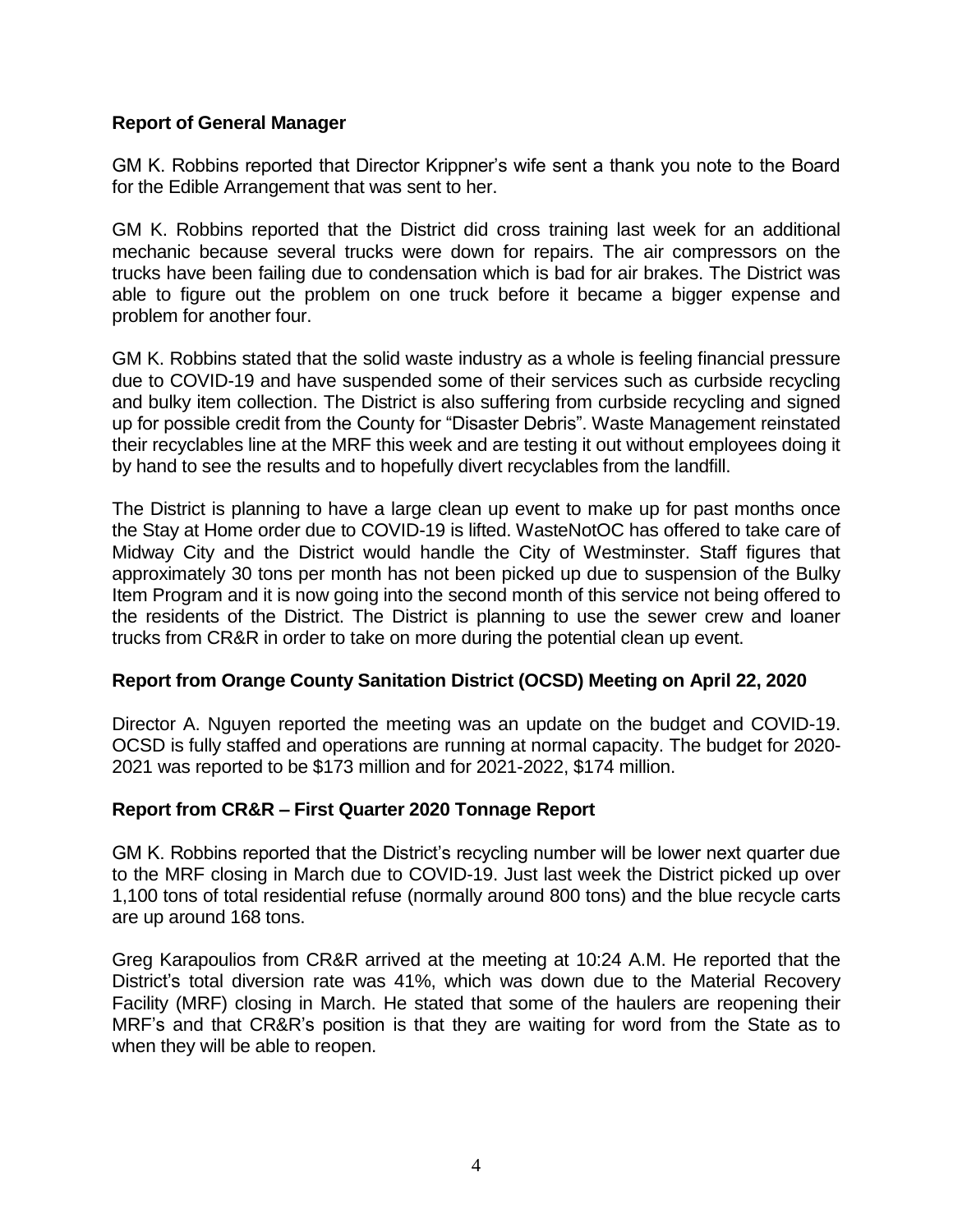**Report of General Manager**

GM K. Robbins reported that Director Krippner's wife sent a thank you note to the Board for the Edible Arrangement that was sent to her.

GM K. Robbins reported that the District did cross training last week for an additional mechanic because several trucks were down for repairs. The air compressors on the trucks have been failing due to condensation which is bad for air brakes. The District was able to figure out the problem on one truck before it became a bigger expense and problem for another four.

GM K. Robbins stated that the solid waste industry as a whole is feeling financial pressure due to COVID-19 and have suspended some of their services such as curbside recycling and bulky item collection. The District is also suffering from curbside recycling and signed up for possible credit from the County for "Disaster Debris". Waste Management reinstated their recyclables line at the MRF this week and are testing it out without employees doing it by hand to see the results and to hopefully divert recyclables from the landfill.

The District is planning to have a large clean up event to make up for past months once the Stay at Home order due to COVID-19 is lifted. WasteNotOC has offered to take care of Midway City and the District would handle the City of Westminster. Staff figures that approximately 30 tons per month has not been picked up due to suspension of the Bulky Item Program and it is now going into the second month of this service not being offered to the residents of the District. The District is planning to use the sewer crew and loaner trucks from CR&R in order to take on more during the potential clean up event.

**Report from Orange County Sanitation District (OCSD) Meeting on April 22, 2020**

Director A. Nguyen reported the meeting was an update on the budget and COVID-19. OCSD is fully staffed and operations are running at normal capacity. The budget for 2020-2021 was reported to be $173 million and for 2021-2022, $174 million.

**Report from CR&R – First Quarter 2020 Tonnage Report**

GM K. Robbins reported that the District's recycling number will be lower next quarter due to the MRF closing in March due to COVID-19. Just last week the District picked up over 1,100 tons of total residential refuse (normally around 800 tons) and the blue recycle carts are up around 168 tons.

Greg Karapoulios from CR&R arrived at the meeting at 10:24 A.M. He reported that the District's total diversion rate was 41%, which was down due to the Material Recovery Facility (MRF) closing in March. He stated that some of the haulers are reopening their MRF's and that CR&R's position is that they are waiting for word from the State as to when they will be able to reopen.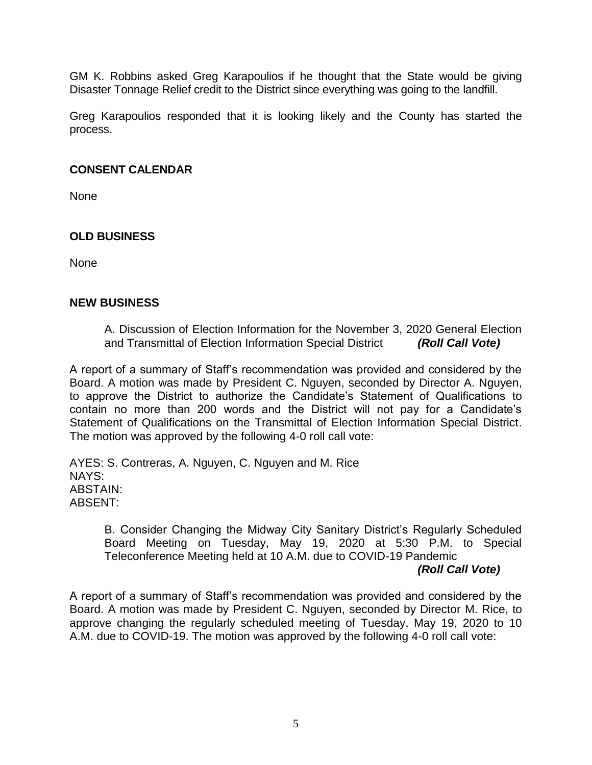GM K. Robbins asked Greg Karapoulios if he thought that the State would be giving Disaster Tonnage Relief credit to the District since everything was going to the landfill.

Greg Karapoulios responded that it is looking likely and the County has started the process.

## CONSENT CALENDAR

None

## OLD BUSINESS

None

## NEW BUSINESS

A. Discussion of Election Information for the November 3, 2020 General Election and Transmittal of Election Information Special District ***(Roll Call Vote)***

A report of a summary of Staff's recommendation was provided and considered by the Board. A motion was made by President C. Nguyen, seconded by Director A. Nguyen, to approve the District to authorize the Candidate's Statement of Qualifications to contain no more than 200 words and the District will not pay for a Candidate's Statement of Qualifications on the Transmittal of Election Information Special District. The motion was approved by the following 4-0 roll call vote:

AYES: S. Contreras, A. Nguyen, C. Nguyen and M. Rice
NAYS:
ABSTAIN:
ABSENT:

B. Consider Changing the Midway City Sanitary District's Regularly Scheduled Board Meeting on Tuesday, May 19, 2020 at 5:30 P.M. to Special Teleconference Meeting held at 10 A.M. due to COVID-19 Pandemic ***(Roll Call Vote)***

A report of a summary of Staff's recommendation was provided and considered by the Board. A motion was made by President C. Nguyen, seconded by Director M. Rice, to approve changing the regularly scheduled meeting of Tuesday, May 19, 2020 to 10 A.M. due to COVID-19. The motion was approved by the following 4-0 roll call vote: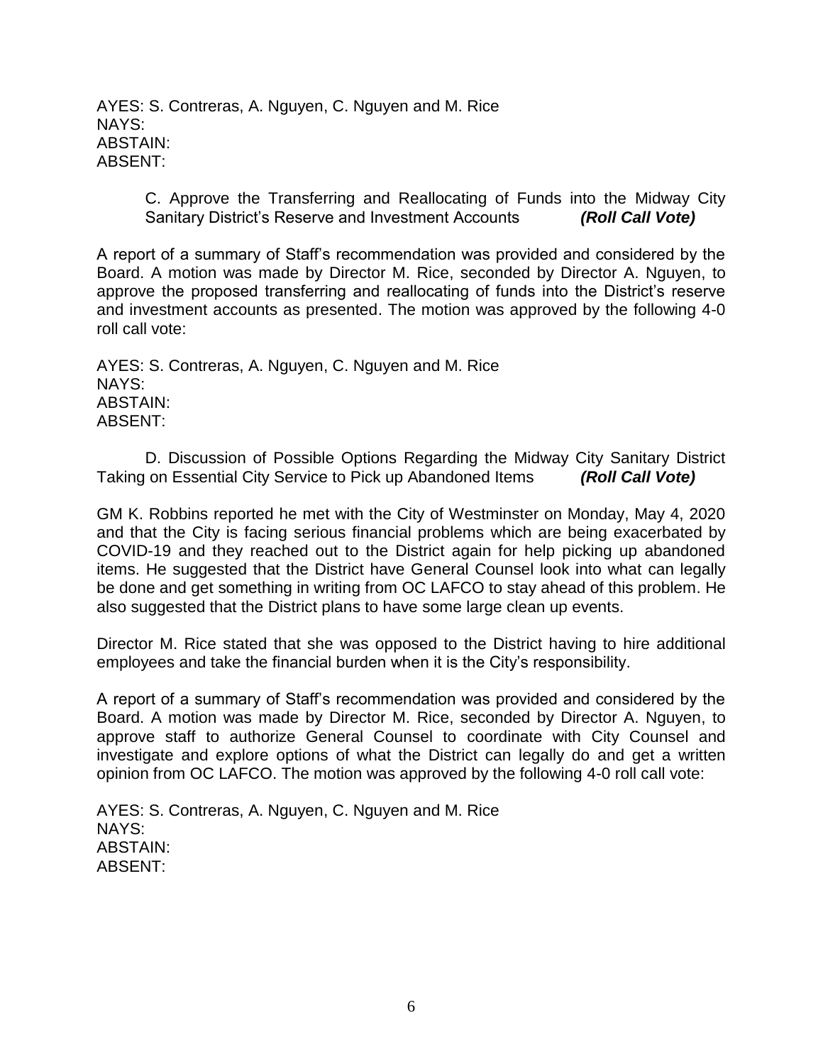AYES: S. Contreras, A. Nguyen, C. Nguyen and M. Rice
NAYS:
ABSTAIN:
ABSENT:

C. Approve the Transferring and Reallocating of Funds into the Midway City Sanitary District's Reserve and Investment Accounts ***(Roll Call Vote)***

A report of a summary of Staff's recommendation was provided and considered by the Board. A motion was made by Director M. Rice, seconded by Director A. Nguyen, to approve the proposed transferring and reallocating of funds into the District's reserve and investment accounts as presented. The motion was approved by the following 4-0 roll call vote:

AYES: S. Contreras, A. Nguyen, C. Nguyen and M. Rice
NAYS:
ABSTAIN:
ABSENT:

D. Discussion of Possible Options Regarding the Midway City Sanitary District Taking on Essential City Service to Pick up Abandoned Items ***(Roll Call Vote)***

GM K. Robbins reported he met with the City of Westminster on Monday, May 4, 2020 and that the City is facing serious financial problems which are being exacerbated by COVID-19 and they reached out to the District again for help picking up abandoned items. He suggested that the District have General Counsel look into what can legally be done and get something in writing from OC LAFCO to stay ahead of this problem. He also suggested that the District plans to have some large clean up events.

Director M. Rice stated that she was opposed to the District having to hire additional employees and take the financial burden when it is the City's responsibility.

A report of a summary of Staff's recommendation was provided and considered by the Board. A motion was made by Director M. Rice, seconded by Director A. Nguyen, to approve staff to authorize General Counsel to coordinate with City Counsel and investigate and explore options of what the District can legally do and get a written opinion from OC LAFCO. The motion was approved by the following 4-0 roll call vote:

AYES: S. Contreras, A. Nguyen, C. Nguyen and M. Rice
NAYS:
ABSTAIN:
ABSENT: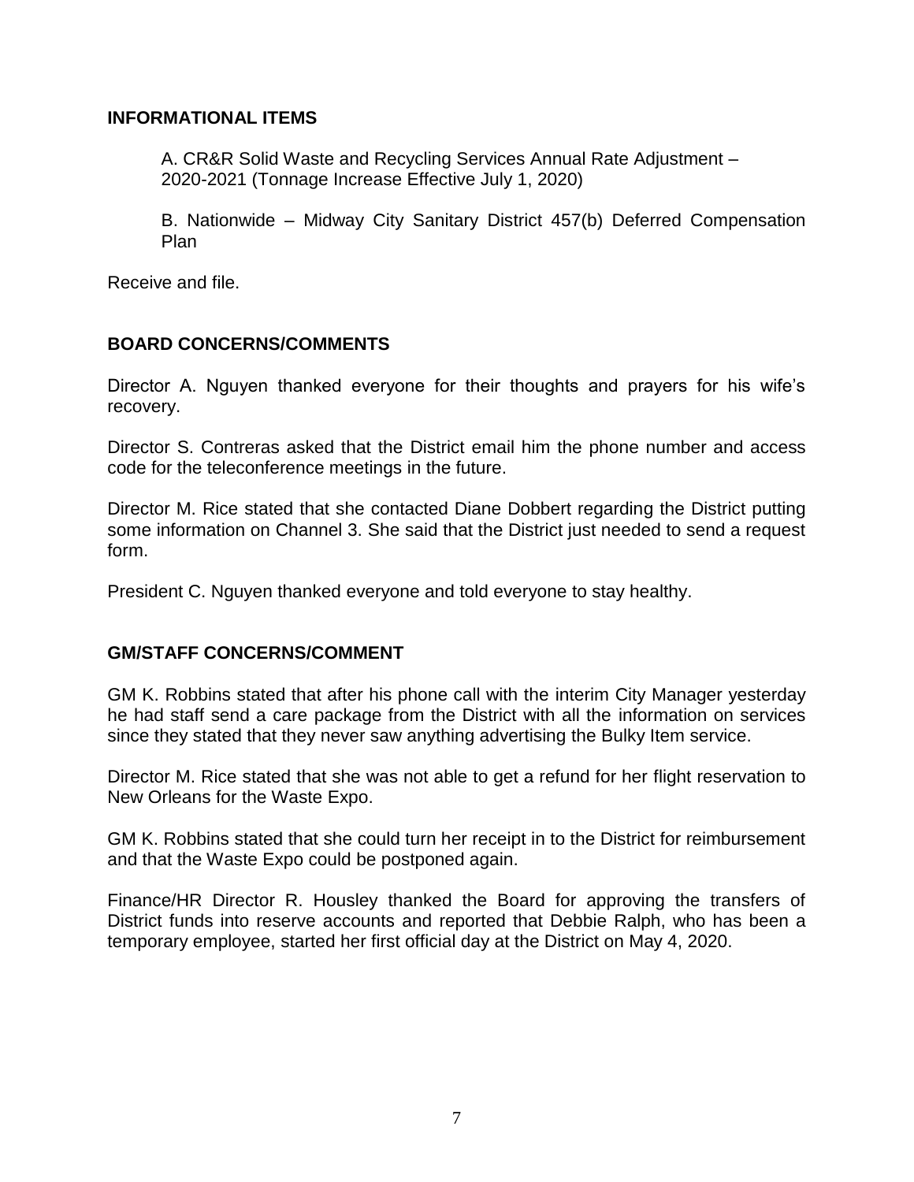## INFORMATIONAL ITEMS

A. CR&R Solid Waste and Recycling Services Annual Rate Adjustment – 2020-2021 (Tonnage Increase Effective July 1, 2020)

B. Nationwide – Midway City Sanitary District 457(b) Deferred Compensation Plan

Receive and file.

## BOARD CONCERNS/COMMENTS

Director A. Nguyen thanked everyone for their thoughts and prayers for his wife's recovery.

Director S. Contreras asked that the District email him the phone number and access code for the teleconference meetings in the future.

Director M. Rice stated that she contacted Diane Dobbert regarding the District putting some information on Channel 3. She said that the District just needed to send a request form.

President C. Nguyen thanked everyone and told everyone to stay healthy.

## GM/STAFF CONCERNS/COMMENT

GM K. Robbins stated that after his phone call with the interim City Manager yesterday he had staff send a care package from the District with all the information on services since they stated that they never saw anything advertising the Bulky Item service.

Director M. Rice stated that she was not able to get a refund for her flight reservation to New Orleans for the Waste Expo.

GM K. Robbins stated that she could turn her receipt in to the District for reimbursement and that the Waste Expo could be postponed again.

Finance/HR Director R. Housley thanked the Board for approving the transfers of District funds into reserve accounts and reported that Debbie Ralph, who has been a temporary employee, started her first official day at the District on May 4, 2020.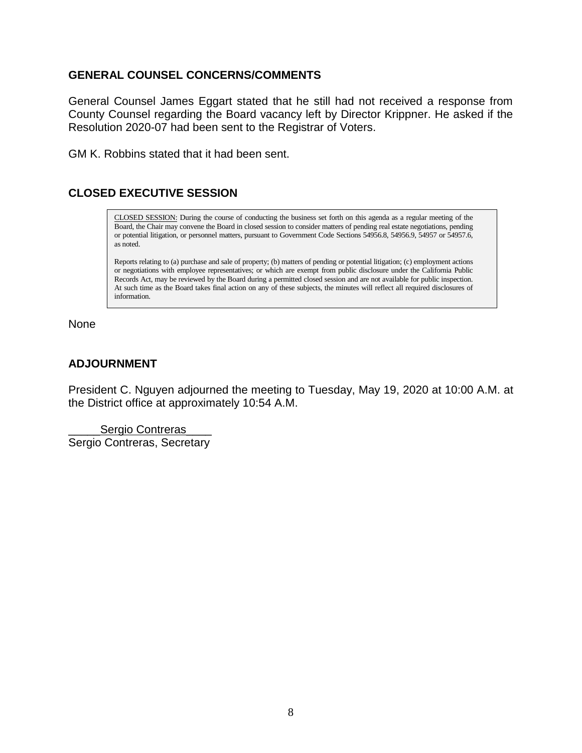## GENERAL COUNSEL CONCERNS/COMMENTS

General Counsel James Eggart stated that he still had not received a response from County Counsel regarding the Board vacancy left by Director Krippner. He asked if the Resolution 2020-07 had been sent to the Registrar of Voters.

GM K. Robbins stated that it had been sent.

## CLOSED EXECUTIVE SESSION

> CLOSED SESSION: During the course of conducting the business set forth on this agenda as a regular meeting of the Board, the Chair may convene the Board in closed session to consider matters of pending real estate negotiations, pending or potential litigation, or personnel matters, pursuant to Government Code Sections 54956.8, 54956.9, 54957 or 54957.6, as noted.
>
> Reports relating to (a) purchase and sale of property; (b) matters of pending or potential litigation; (c) employment actions or negotiations with employee representatives; or which are exempt from public disclosure under the California Public Records Act, may be reviewed by the Board during a permitted closed session and are not available for public inspection. At such time as the Board takes final action on any of these subjects, the minutes will reflect all required disclosures of information.

None

## ADJOURNMENT

President C. Nguyen adjourned the meeting to Tuesday, May 19, 2020 at 10:00 A.M. at the District office at approximately 10:54 A.M.

Sergio Contreras
Sergio Contreras, Secretary